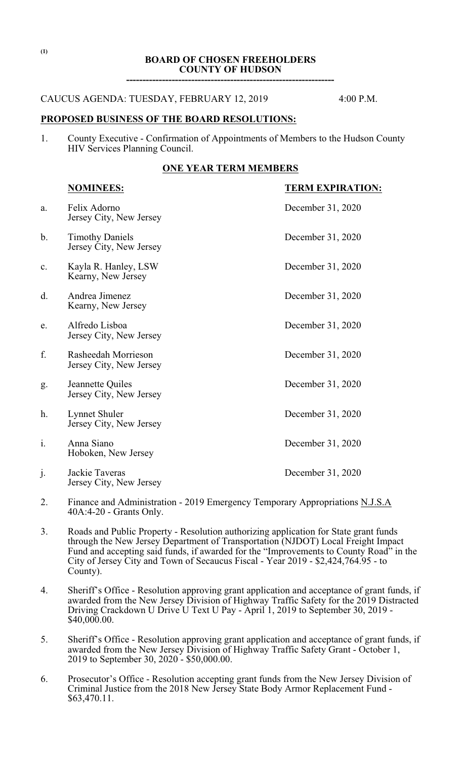**BOARD OF CHOSEN FREEHOLDERS**
**COUNTY OF HUDSON**

---

CAUCUS AGENDA: TUESDAY, FEBRUARY 12, 2019 4:00 P.M.

## PROPOSED BUSINESS OF THE BOARD RESOLUTIONS:

1. County Executive - Confirmation of Appointments of Members to the Hudson County HIV Services Planning Council.

**ONE YEAR TERM MEMBERS**

| | **NOMINEES:** | **TERM EXPIRATION:** |
|---|---|---|
| a. | Felix Adorno<br>Jersey City, New Jersey | December 31, 2020 |
| b. | Timothy Daniels<br>Jersey City, New Jersey | December 31, 2020 |
| c. | Kayla R. Hanley, LSW<br>Kearny, New Jersey | December 31, 2020 |
| d. | Andrea Jimenez<br>Kearny, New Jersey | December 31, 2020 |
| e. | Alfredo Lisboa<br>Jersey City, New Jersey | December 31, 2020 |
| f. | Rasheedah Morrieson<br>Jersey City, New Jersey | December 31, 2020 |
| g. | Jeannette Quiles<br>Jersey City, New Jersey | December 31, 2020 |
| h. | Lynnet Shuler<br>Jersey City, New Jersey | December 31, 2020 |
| i. | Anna Siano<br>Hoboken, New Jersey | December 31, 2020 |
| j. | Jackie Taveras<br>Jersey City, New Jersey | December 31, 2020 |

2. Finance and Administration - 2019 Emergency Temporary Appropriations N.J.S.A 40A:4-20 - Grants Only.

3. Roads and Public Property - Resolution authorizing application for State grant funds through the New Jersey Department of Transportation (NJDOT) Local Freight Impact Fund and accepting said funds, if awarded for the "Improvements to County Road" in the City of Jersey City and Town of Secaucus Fiscal - Year 2019 - $2,424,764.95 - to County).

4. Sheriff's Office - Resolution approving grant application and acceptance of grant funds, if awarded from the New Jersey Division of Highway Traffic Safety for the 2019 Distracted Driving Crackdown U Drive U Text U Pay - April 1, 2019 to September 30, 2019 - $40,000.00.

5. Sheriff's Office - Resolution approving grant application and acceptance of grant funds, if awarded from the New Jersey Division of Highway Traffic Safety Grant - October 1, 2019 to September 30, 2020 - $50,000.00.

6. Prosecutor's Office - Resolution accepting grant funds from the New Jersey Division of Criminal Justice from the 2018 New Jersey State Body Armor Replacement Fund - $63,470.11.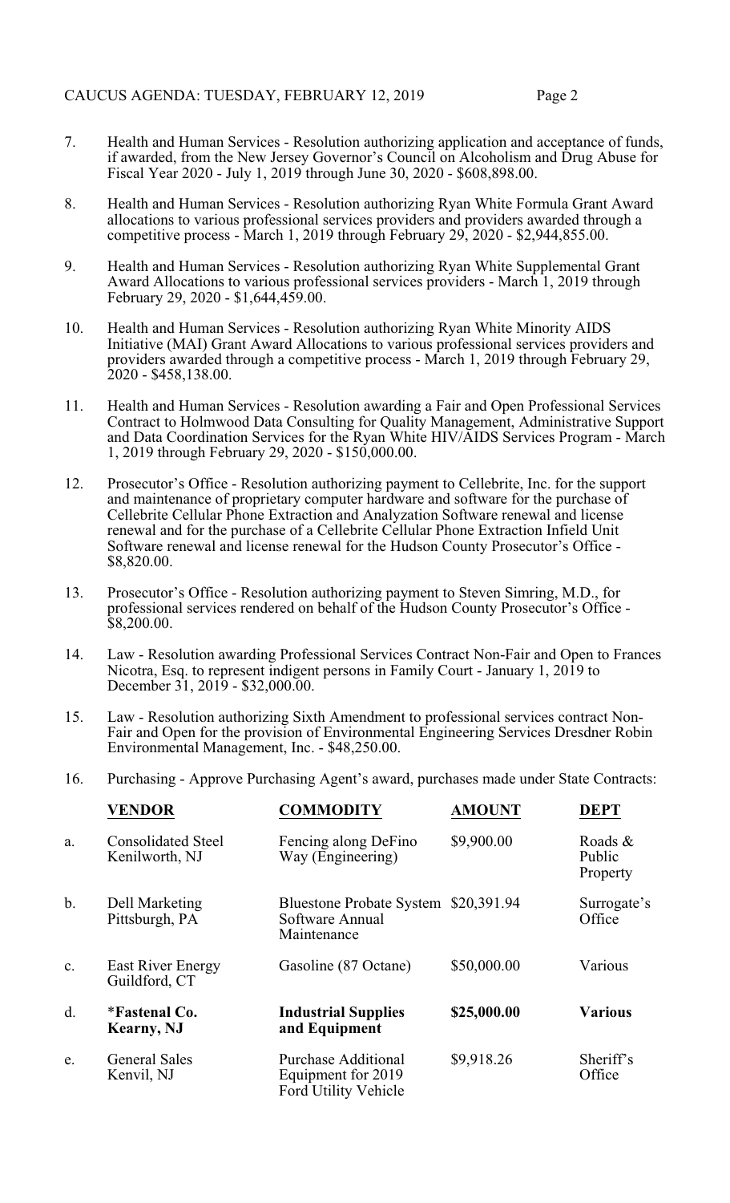7. Health and Human Services - Resolution authorizing application and acceptance of funds, if awarded, from the New Jersey Governor's Council on Alcoholism and Drug Abuse for Fiscal Year 2020 - July 1, 2019 through June 30, 2020 - $608,898.00.

8. Health and Human Services - Resolution authorizing Ryan White Formula Grant Award allocations to various professional services providers and providers awarded through a competitive process - March 1, 2019 through February 29, 2020 - $2,944,855.00.

9. Health and Human Services - Resolution authorizing Ryan White Supplemental Grant Award Allocations to various professional services providers - March 1, 2019 through February 29, 2020 - $1,644,459.00.

10. Health and Human Services - Resolution authorizing Ryan White Minority AIDS Initiative (MAI) Grant Award Allocations to various professional services providers and providers awarded through a competitive process - March 1, 2019 through February 29, 2020 - $458,138.00.

11. Health and Human Services - Resolution awarding a Fair and Open Professional Services Contract to Holmwood Data Consulting for Quality Management, Administrative Support and Data Coordination Services for the Ryan White HIV/AIDS Services Program - March 1, 2019 through February 29, 2020 - $150,000.00.

12. Prosecutor's Office - Resolution authorizing payment to Cellebrite, Inc. for the support and maintenance of proprietary computer hardware and software for the purchase of Cellebrite Cellular Phone Extraction and Analyzation Software renewal and license renewal and for the purchase of a Cellebrite Cellular Phone Extraction Infield Unit Software renewal and license renewal for the Hudson County Prosecutor's Office - $8,820.00.

13. Prosecutor's Office - Resolution authorizing payment to Steven Simring, M.D., for professional services rendered on behalf of the Hudson County Prosecutor's Office - $8,200.00.

14. Law - Resolution awarding Professional Services Contract Non-Fair and Open to Frances Nicotra, Esq. to represent indigent persons in Family Court - January 1, 2019 to December 31, 2019 - $32,000.00.

15. Law - Resolution authorizing Sixth Amendment to professional services contract Non-Fair and Open for the provision of Environmental Engineering Services Dresdner Robin Environmental Management, Inc. - $48,250.00.

16. Purchasing - Approve Purchasing Agent's award, purchases made under State Contracts:

| | VENDOR | COMMODITY | AMOUNT | DEPT |
|---|---|---|---|---|
| a. | Consolidated Steel Kenilworth, NJ | Fencing along DeFino Way (Engineering) | $9,900.00 | Roads & Public Property |
| b. | Dell Marketing Pittsburgh, PA | Bluestone Probate System Software Annual Maintenance | $20,391.94 | Surrogate's Office |
| c. | East River Energy Guildford, CT | Gasoline (87 Octane) | $50,000.00 | Various |
| d. | **\*Fastenal Co. Kearny, NJ** | **Industrial Supplies and Equipment** | **$25,000.00** | **Various** |
| e. | General Sales Kenvil, NJ | Purchase Additional Equipment for 2019 Ford Utility Vehicle | $9,918.26 | Sheriff's Office |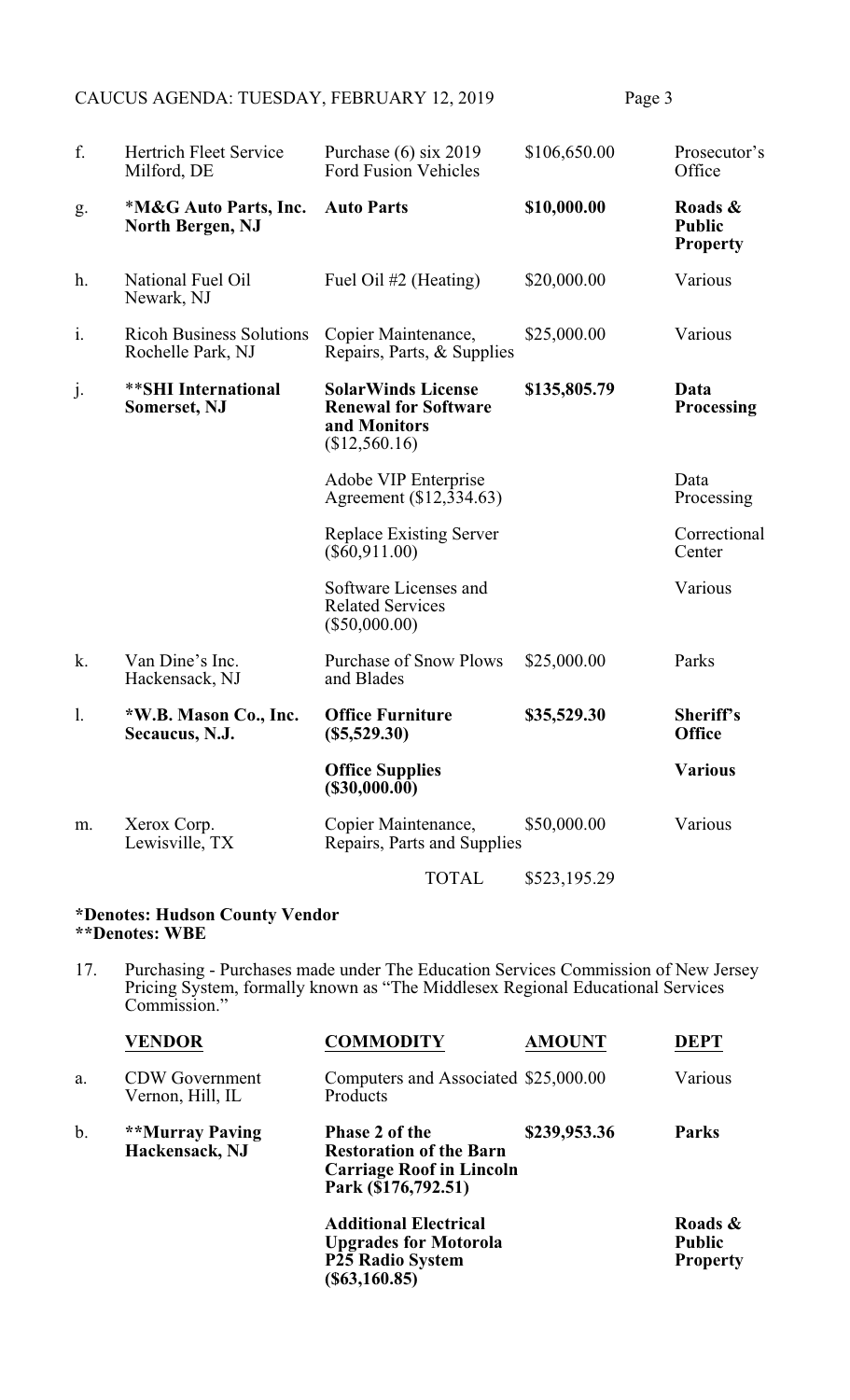| | | | | |
|---|---|---|---|---|
| f. | Hertrich Fleet Service<br>Milford, DE | Purchase (6) six 2019 Ford Fusion Vehicles | $106,650.00 | Prosecutor's Office |
| g. | ***M&G Auto Parts, Inc. North Bergen, NJ** | **Auto Parts** | **$10,000.00** | **Roads & Public Property** |
| h. | National Fuel Oil<br>Newark, NJ | Fuel Oil #2 (Heating) | $20,000.00 | Various |
| i. | Ricoh Business Solutions<br>Rochelle Park, NJ | Copier Maintenance, Repairs, Parts, & Supplies | $25,000.00 | Various |
| j. | ****SHI International Somerset, NJ** | **SolarWinds License Renewal for Software and Monitors ($12,560.16)** | **$135,805.79** | **Data Processing** |
| | | Adobe VIP Enterprise Agreement ($12,334.63) | | Data Processing |
| | | Replace Existing Server ($60,911.00) | | Correctional Center |
| | | Software Licenses and Related Services ($50,000.00) | | Various |
| k. | Van Dine's Inc.<br>Hackensack, NJ | Purchase of Snow Plows and Blades | $25,000.00 | Parks |
| l. | ***W.B. Mason Co., Inc. Secaucus, N.J.** | **Office Furniture ($5,529.30)** | **$35,529.30** | **Sheriff's Office** |
| | | **Office Supplies ($30,000.00)** | | **Various** |
| m. | Xerox Corp.<br>Lewisville, TX | Copier Maintenance, Repairs, Parts and Supplies | $50,000.00 | Various |
| | | TOTAL | $523,195.29 | |

***Denotes: Hudson County Vendor**
****Denotes: WBE**

17. Purchasing - Purchases made under The Education Services Commission of New Jersey Pricing System, formally known as "The Middlesex Regional Educational Services Commission."

| | VENDOR | COMMODITY | AMOUNT | DEPT |
|---|---|---|---|---|
| a. | CDW Government<br>Vernon, Hill, IL | Computers and Associated Products | $25,000.00 | Various |
| b. | ****Murray Paving Hackensack, NJ** | **Phase 2 of the Restoration of the Barn Carriage Roof in Lincoln Park ($176,792.51)** | **$239,953.36** | **Parks** |
| | | **Additional Electrical Upgrades for Motorola P25 Radio System ($63,160.85)** | | **Roads & Public Property** |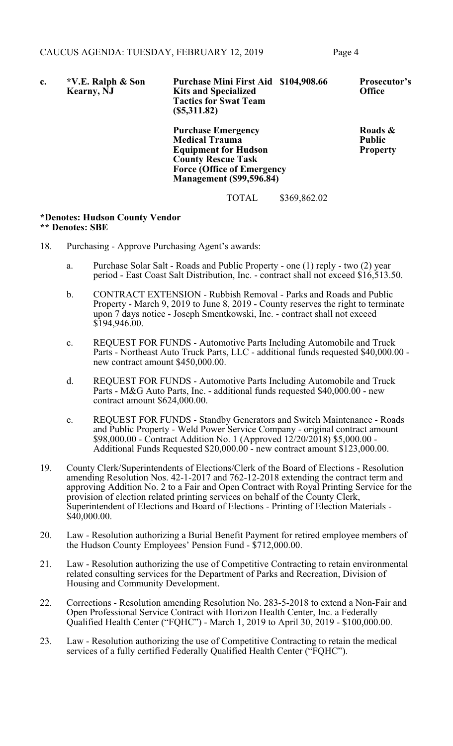| | | | | |
|---|---|---|---|---|
| **c.** | ***V.E. Ralph & Son Kearny, NJ** | **Purchase Mini First Aid Kits and Specialized Tactics for Swat Team ($5,311.82)** | **$104,908.66** | **Prosecutor's Office** |
| | | **Purchase Emergency Medical Trauma Equipment for Hudson County Rescue Task Force (Office of Emergency Management ($99,596.84)** | | **Roads & Public Property** |
| | | TOTAL | $369,862.02 | |

**\*Denotes: Hudson County Vendor**
**\*\* Denotes: SBE**

18. Purchasing - Approve Purchasing Agent's awards:

    a. Purchase Solar Salt - Roads and Public Property - one (1) reply - two (2) year period - East Coast Salt Distribution, Inc. - contract shall not exceed $16,513.50.

    b. CONTRACT EXTENSION - Rubbish Removal - Parks and Roads and Public Property - March 9, 2019 to June 8, 2019 - County reserves the right to terminate upon 7 days notice - Joseph Smentkowski, Inc. - contract shall not exceed $194,946.00.

    c. REQUEST FOR FUNDS - Automotive Parts Including Automobile and Truck Parts - Northeast Auto Truck Parts, LLC - additional funds requested $40,000.00 - new contract amount $450,000.00.

    d. REQUEST FOR FUNDS - Automotive Parts Including Automobile and Truck Parts - M&G Auto Parts, Inc. - additional funds requested $40,000.00 - new contract amount $624,000.00.

    e. REQUEST FOR FUNDS - Standby Generators and Switch Maintenance - Roads and Public Property - Weld Power Service Company - original contract amount $98,000.00 - Contract Addition No. 1 (Approved 12/20/2018) $5,000.00 - Additional Funds Requested $20,000.00 - new contract amount $123,000.00.

19. County Clerk/Superintendents of Elections/Clerk of the Board of Elections - Resolution amending Resolution Nos. 42-1-2017 and 762-12-2018 extending the contract term and approving Addition No. 2 to a Fair and Open Contract with Royal Printing Service for the provision of election related printing services on behalf of the County Clerk, Superintendent of Elections and Board of Elections - Printing of Election Materials - $40,000.00.

20. Law - Resolution authorizing a Burial Benefit Payment for retired employee members of the Hudson County Employees' Pension Fund - $712,000.00.

21. Law - Resolution authorizing the use of Competitive Contracting to retain environmental related consulting services for the Department of Parks and Recreation, Division of Housing and Community Development.

22. Corrections - Resolution amending Resolution No. 283-5-2018 to extend a Non-Fair and Open Professional Service Contract with Horizon Health Center, Inc. a Federally Qualified Health Center ("FQHC") - March 1, 2019 to April 30, 2019 - $100,000.00.

23. Law - Resolution authorizing the use of Competitive Contracting to retain the medical services of a fully certified Federally Qualified Health Center ("FQHC").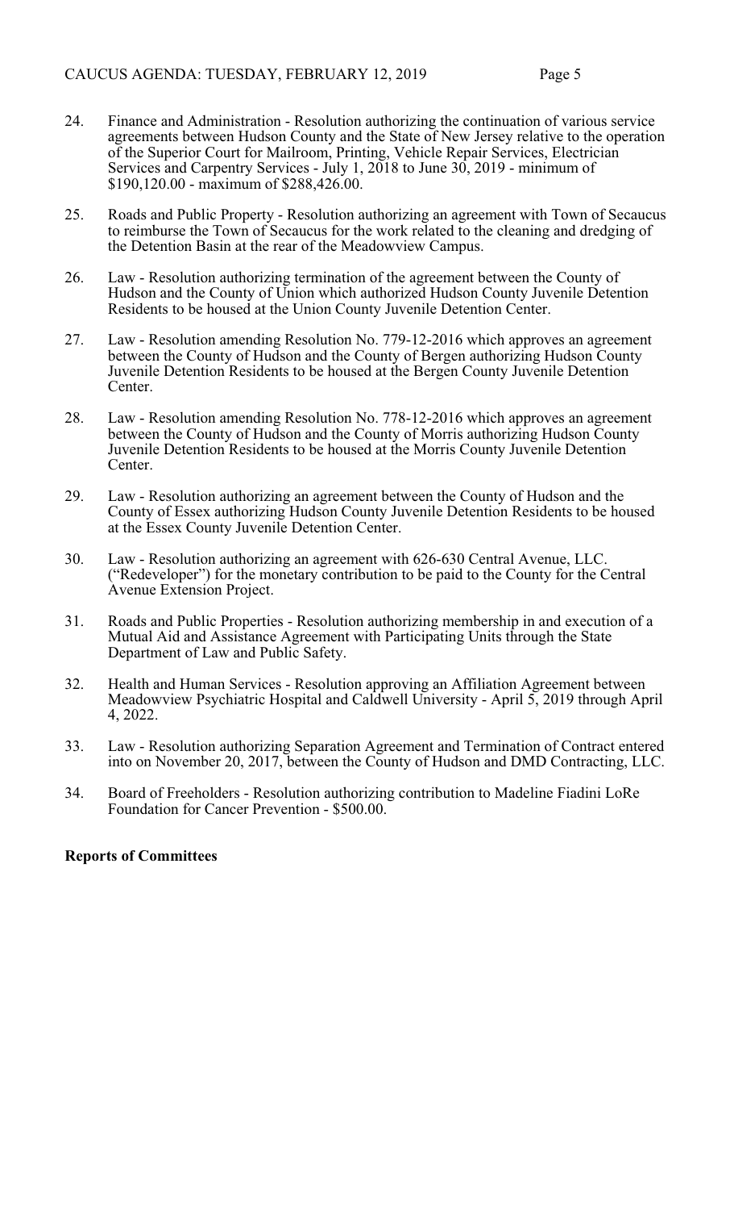24. Finance and Administration - Resolution authorizing the continuation of various service agreements between Hudson County and the State of New Jersey relative to the operation of the Superior Court for Mailroom, Printing, Vehicle Repair Services, Electrician Services and Carpentry Services - July 1, 2018 to June 30, 2019 - minimum of $190,120.00 - maximum of $288,426.00.

25. Roads and Public Property - Resolution authorizing an agreement with Town of Secaucus to reimburse the Town of Secaucus for the work related to the cleaning and dredging of the Detention Basin at the rear of the Meadowview Campus.

26. Law - Resolution authorizing termination of the agreement between the County of Hudson and the County of Union which authorized Hudson County Juvenile Detention Residents to be housed at the Union County Juvenile Detention Center.

27. Law - Resolution amending Resolution No. 779-12-2016 which approves an agreement between the County of Hudson and the County of Bergen authorizing Hudson County Juvenile Detention Residents to be housed at the Bergen County Juvenile Detention Center.

28. Law - Resolution amending Resolution No. 778-12-2016 which approves an agreement between the County of Hudson and the County of Morris authorizing Hudson County Juvenile Detention Residents to be housed at the Morris County Juvenile Detention Center.

29. Law - Resolution authorizing an agreement between the County of Hudson and the County of Essex authorizing Hudson County Juvenile Detention Residents to be housed at the Essex County Juvenile Detention Center.

30. Law - Resolution authorizing an agreement with 626-630 Central Avenue, LLC. ("Redeveloper") for the monetary contribution to be paid to the County for the Central Avenue Extension Project.

31. Roads and Public Properties - Resolution authorizing membership in and execution of a Mutual Aid and Assistance Agreement with Participating Units through the State Department of Law and Public Safety.

32. Health and Human Services - Resolution approving an Affiliation Agreement between Meadowview Psychiatric Hospital and Caldwell University - April 5, 2019 through April 4, 2022.

33. Law - Resolution authorizing Separation Agreement and Termination of Contract entered into on November 20, 2017, between the County of Hudson and DMD Contracting, LLC.

34. Board of Freeholders - Resolution authorizing contribution to Madeline Fiadini LoRe Foundation for Cancer Prevention - $500.00.

**Reports of Committees**